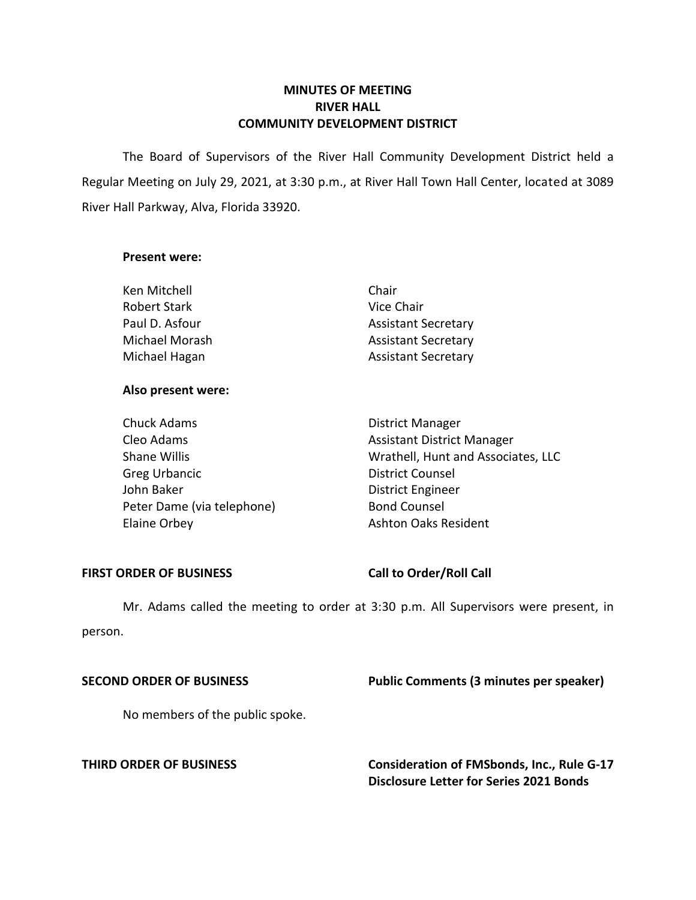# MINUTES OF MEETING
# RIVER HALL
# COMMUNITY DEVELOPMENT DISTRICT

The Board of Supervisors of the River Hall Community Development District held a Regular Meeting on July 29, 2021, at 3:30 p.m., at River Hall Town Hall Center, located at 3089 River Hall Parkway, Alva, Florida 33920.

**Present were:**

| | |
|---|---|
| Ken Mitchell | Chair |
| Robert Stark | Vice Chair |
| Paul D. Asfour | Assistant Secretary |
| Michael Morash | Assistant Secretary |
| Michael Hagan | Assistant Secretary |

**Also present were:**

| | |
|---|---|
| Chuck Adams | District Manager |
| Cleo Adams | Assistant District Manager |
| Shane Willis | Wrathell, Hunt and Associates, LLC |
| Greg Urbancic | District Counsel |
| John Baker | District Engineer |
| Peter Dame (via telephone) | Bond Counsel |
| Elaine Orbey | Ashton Oaks Resident |

**FIRST ORDER OF BUSINESS** **Call to Order/Roll Call**

Mr. Adams called the meeting to order at 3:30 p.m. All Supervisors were present, in person.

**SECOND ORDER OF BUSINESS** **Public Comments (3 minutes per speaker)**

No members of the public spoke.

**THIRD ORDER OF BUSINESS** **Consideration of FMSbonds, Inc., Rule G-17 Disclosure Letter for Series 2021 Bonds**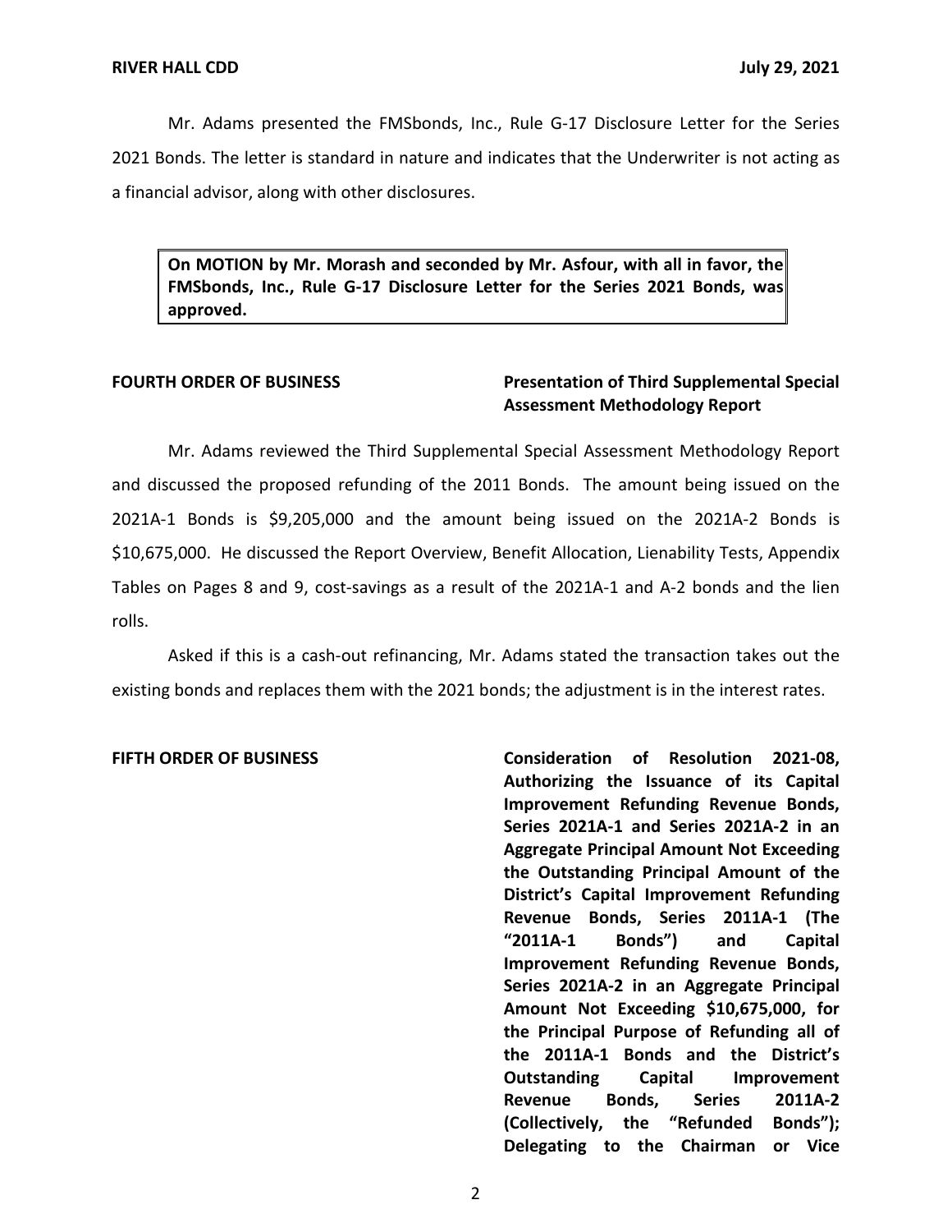Mr. Adams presented the FMSbonds, Inc., Rule G-17 Disclosure Letter for the Series 2021 Bonds. The letter is standard in nature and indicates that the Underwriter is not acting as a financial advisor, along with other disclosures.

> **On MOTION by Mr. Morash and seconded by Mr. Asfour, with all in favor, the FMSbonds, Inc., Rule G-17 Disclosure Letter for the Series 2021 Bonds, was approved.**

**FOURTH ORDER OF BUSINESS** — **Presentation of Third Supplemental Special Assessment Methodology Report**

Mr. Adams reviewed the Third Supplemental Special Assessment Methodology Report and discussed the proposed refunding of the 2011 Bonds. The amount being issued on the 2021A-1 Bonds is $9,205,000 and the amount being issued on the 2021A-2 Bonds is $10,675,000. He discussed the Report Overview, Benefit Allocation, Lienability Tests, Appendix Tables on Pages 8 and 9, cost-savings as a result of the 2021A-1 and A-2 bonds and the lien rolls.

Asked if this is a cash-out refinancing, Mr. Adams stated the transaction takes out the existing bonds and replaces them with the 2021 bonds; the adjustment is in the interest rates.

**FIFTH ORDER OF BUSINESS** — **Consideration of Resolution 2021-08, Authorizing the Issuance of its Capital Improvement Refunding Revenue Bonds, Series 2021A-1 and Series 2021A-2 in an Aggregate Principal Amount Not Exceeding the Outstanding Principal Amount of the District's Capital Improvement Refunding Revenue Bonds, Series 2011A-1 (The "2011A-1 Bonds") and Capital Improvement Refunding Revenue Bonds, Series 2021A-2 in an Aggregate Principal Amount Not Exceeding $10,675,000, for the Principal Purpose of Refunding all of the 2011A-1 Bonds and the District's Outstanding Capital Improvement Revenue Bonds, Series 2011A-2 (Collectively, the "Refunded Bonds"); Delegating to the Chairman or Vice**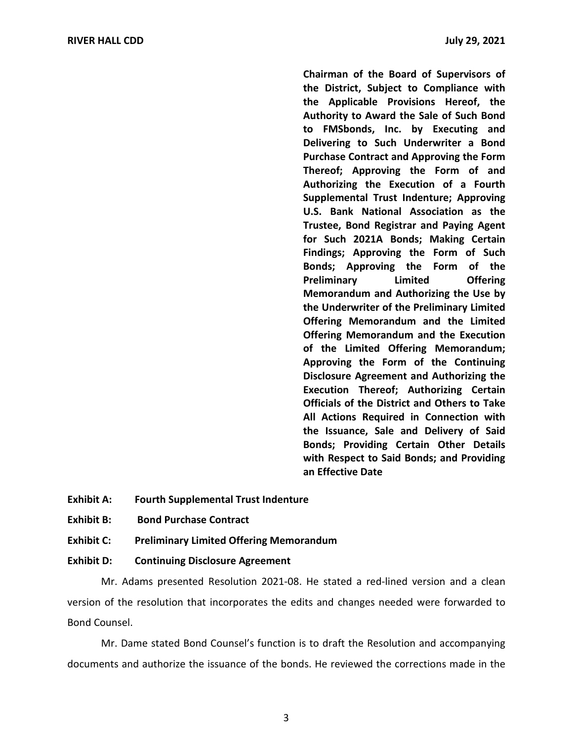**Chairman of the Board of Supervisors of the District, Subject to Compliance with the Applicable Provisions Hereof, the Authority to Award the Sale of Such Bond to FMSbonds, Inc. by Executing and Delivering to Such Underwriter a Bond Purchase Contract and Approving the Form Thereof; Approving the Form of and Authorizing the Execution of a Fourth Supplemental Trust Indenture; Approving U.S. Bank National Association as the Trustee, Bond Registrar and Paying Agent for Such 2021A Bonds; Making Certain Findings; Approving the Form of Such Bonds; Approving the Form of the Preliminary Limited Offering Memorandum and Authorizing the Use by the Underwriter of the Preliminary Limited Offering Memorandum and the Limited Offering Memorandum and the Execution of the Limited Offering Memorandum; Approving the Form of the Continuing Disclosure Agreement and Authorizing the Execution Thereof; Authorizing Certain Officials of the District and Others to Take All Actions Required in Connection with the Issuance, Sale and Delivery of Said Bonds; Providing Certain Other Details with Respect to Said Bonds; and Providing an Effective Date**

**Exhibit A: Fourth Supplemental Trust Indenture**

**Exhibit B: Bond Purchase Contract**

**Exhibit C: Preliminary Limited Offering Memorandum**

**Exhibit D: Continuing Disclosure Agreement**

Mr. Adams presented Resolution 2021-08. He stated a red-lined version and a clean version of the resolution that incorporates the edits and changes needed were forwarded to Bond Counsel.

Mr. Dame stated Bond Counsel's function is to draft the Resolution and accompanying documents and authorize the issuance of the bonds. He reviewed the corrections made in the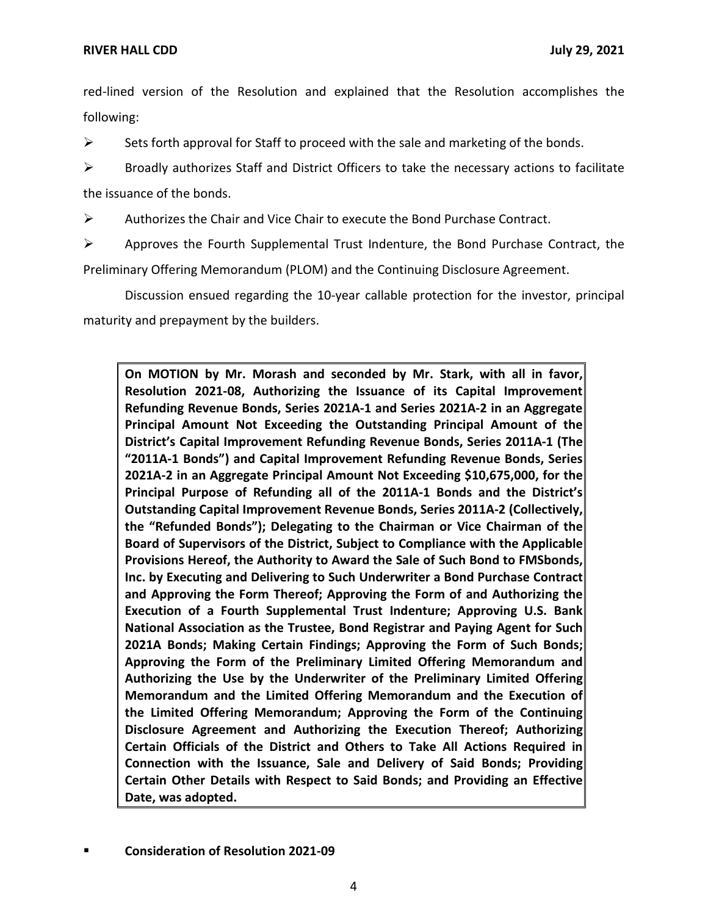red-lined version of the Resolution and explained that the Resolution accomplishes the following:

- Sets forth approval for Staff to proceed with the sale and marketing of the bonds.
- Broadly authorizes Staff and District Officers to take the necessary actions to facilitate the issuance of the bonds.
- Authorizes the Chair and Vice Chair to execute the Bond Purchase Contract.
- Approves the Fourth Supplemental Trust Indenture, the Bond Purchase Contract, the Preliminary Offering Memorandum (PLOM) and the Continuing Disclosure Agreement.

Discussion ensued regarding the 10-year callable protection for the investor, principal maturity and prepayment by the builders.

> **On MOTION by Mr. Morash and seconded by Mr. Stark, with all in favor, Resolution 2021-08, Authorizing the Issuance of its Capital Improvement Refunding Revenue Bonds, Series 2021A-1 and Series 2021A-2 in an Aggregate Principal Amount Not Exceeding the Outstanding Principal Amount of the District's Capital Improvement Refunding Revenue Bonds, Series 2011A-1 (The "2011A-1 Bonds") and Capital Improvement Refunding Revenue Bonds, Series 2021A-2 in an Aggregate Principal Amount Not Exceeding $10,675,000, for the Principal Purpose of Refunding all of the 2011A-1 Bonds and the District's Outstanding Capital Improvement Revenue Bonds, Series 2011A-2 (Collectively, the "Refunded Bonds"); Delegating to the Chairman or Vice Chairman of the Board of Supervisors of the District, Subject to Compliance with the Applicable Provisions Hereof, the Authority to Award the Sale of Such Bond to FMSbonds, Inc. by Executing and Delivering to Such Underwriter a Bond Purchase Contract and Approving the Form Thereof; Approving the Form of and Authorizing the Execution of a Fourth Supplemental Trust Indenture; Approving U.S. Bank National Association as the Trustee, Bond Registrar and Paying Agent for Such 2021A Bonds; Making Certain Findings; Approving the Form of Such Bonds; Approving the Form of the Preliminary Limited Offering Memorandum and Authorizing the Use by the Underwriter of the Preliminary Limited Offering Memorandum and the Limited Offering Memorandum and the Execution of the Limited Offering Memorandum; Approving the Form of the Continuing Disclosure Agreement and Authorizing the Execution Thereof; Authorizing Certain Officials of the District and Others to Take All Actions Required in Connection with the Issuance, Sale and Delivery of Said Bonds; Providing Certain Other Details with Respect to Said Bonds; and Providing an Effective Date, was adopted.**

- **Consideration of Resolution 2021-09**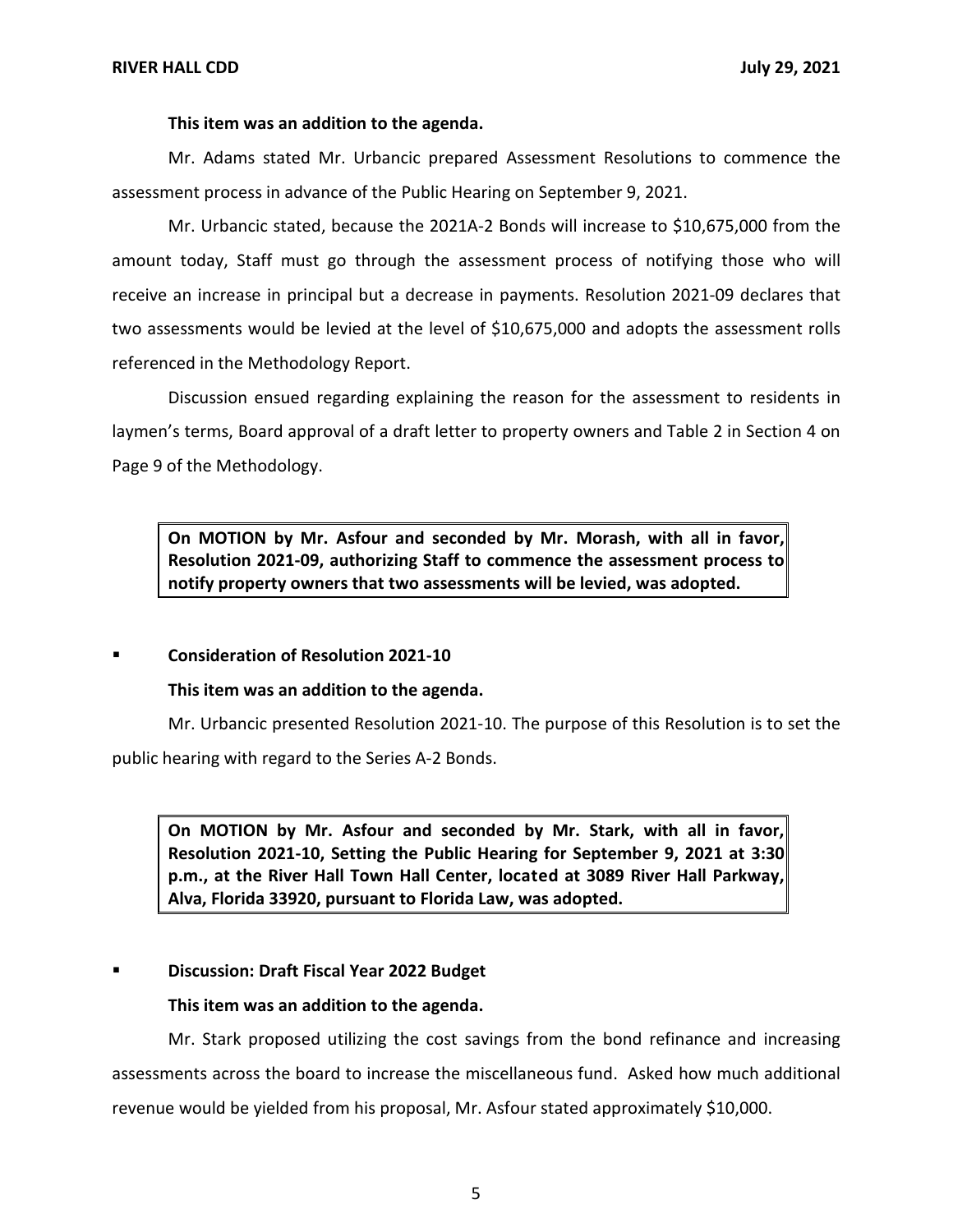**This item was an addition to the agenda.**

Mr. Adams stated Mr. Urbancic prepared Assessment Resolutions to commence the assessment process in advance of the Public Hearing on September 9, 2021.

Mr. Urbancic stated, because the 2021A-2 Bonds will increase to $10,675,000 from the amount today, Staff must go through the assessment process of notifying those who will receive an increase in principal but a decrease in payments. Resolution 2021-09 declares that two assessments would be levied at the level of $10,675,000 and adopts the assessment rolls referenced in the Methodology Report.

Discussion ensued regarding explaining the reason for the assessment to residents in laymen's terms, Board approval of a draft letter to property owners and Table 2 in Section 4 on Page 9 of the Methodology.

> **On MOTION by Mr. Asfour and seconded by Mr. Morash, with all in favor, Resolution 2021-09, authorizing Staff to commence the assessment process to notify property owners that two assessments will be levied, was adopted.**

- **Consideration of Resolution 2021-10**

**This item was an addition to the agenda.**

Mr. Urbancic presented Resolution 2021-10. The purpose of this Resolution is to set the public hearing with regard to the Series A-2 Bonds.

> **On MOTION by Mr. Asfour and seconded by Mr. Stark, with all in favor, Resolution 2021-10, Setting the Public Hearing for September 9, 2021 at 3:30 p.m., at the River Hall Town Hall Center, located at 3089 River Hall Parkway, Alva, Florida 33920, pursuant to Florida Law, was adopted.**

- **Discussion: Draft Fiscal Year 2022 Budget**

**This item was an addition to the agenda.**

Mr. Stark proposed utilizing the cost savings from the bond refinance and increasing assessments across the board to increase the miscellaneous fund. Asked how much additional revenue would be yielded from his proposal, Mr. Asfour stated approximately $10,000.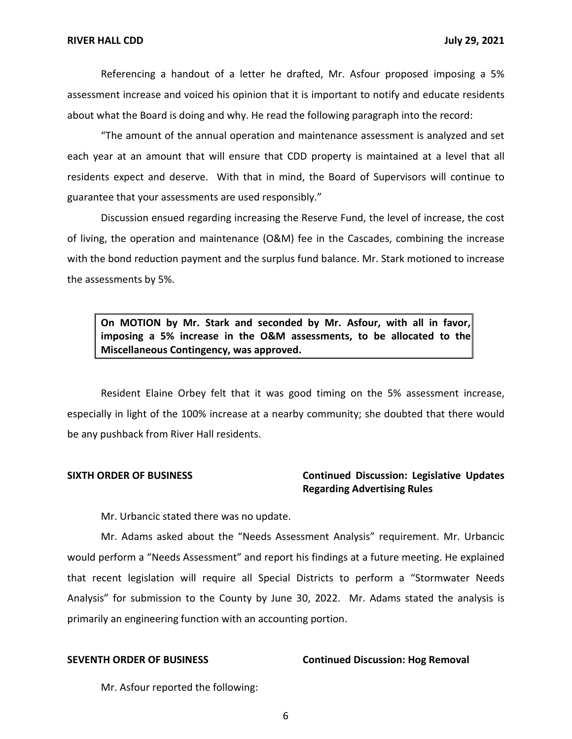Referencing a handout of a letter he drafted, Mr. Asfour proposed imposing a 5% assessment increase and voiced his opinion that it is important to notify and educate residents about what the Board is doing and why. He read the following paragraph into the record:

"The amount of the annual operation and maintenance assessment is analyzed and set each year at an amount that will ensure that CDD property is maintained at a level that all residents expect and deserve. With that in mind, the Board of Supervisors will continue to guarantee that your assessments are used responsibly."

Discussion ensued regarding increasing the Reserve Fund, the level of increase, the cost of living, the operation and maintenance (O&M) fee in the Cascades, combining the increase with the bond reduction payment and the surplus fund balance. Mr. Stark motioned to increase the assessments by 5%.

> **On MOTION by Mr. Stark and seconded by Mr. Asfour, with all in favor, imposing a 5% increase in the O&M assessments, to be allocated to the Miscellaneous Contingency, was approved.**

Resident Elaine Orbey felt that it was good timing on the 5% assessment increase, especially in light of the 100% increase at a nearby community; she doubted that there would be any pushback from River Hall residents.

**SIXTH ORDER OF BUSINESS** **Continued Discussion: Legislative Updates Regarding Advertising Rules**

Mr. Urbancic stated there was no update.

Mr. Adams asked about the "Needs Assessment Analysis" requirement. Mr. Urbancic would perform a "Needs Assessment" and report his findings at a future meeting. He explained that recent legislation will require all Special Districts to perform a "Stormwater Needs Analysis" for submission to the County by June 30, 2022. Mr. Adams stated the analysis is primarily an engineering function with an accounting portion.

**SEVENTH ORDER OF BUSINESS** **Continued Discussion: Hog Removal**

Mr. Asfour reported the following: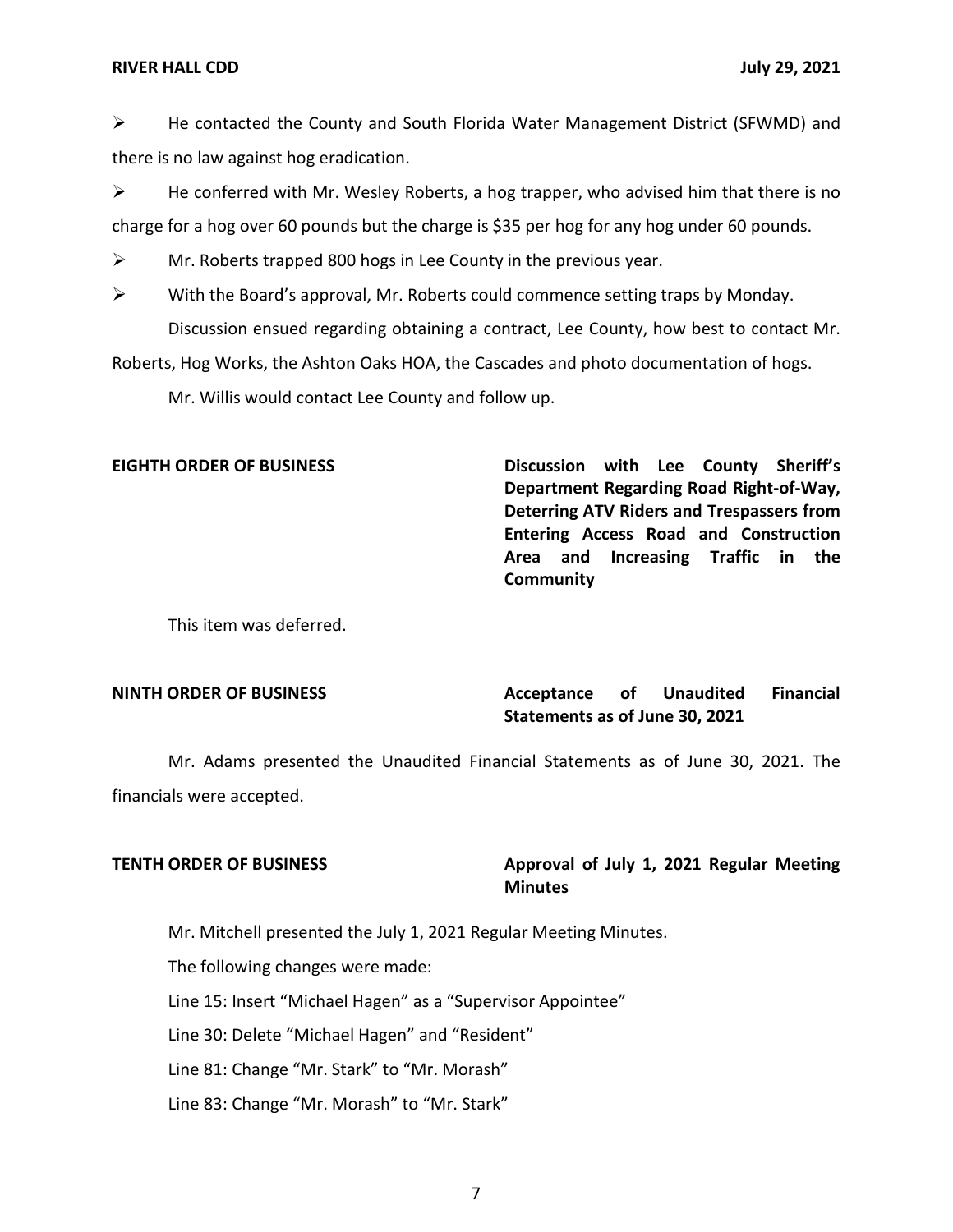- He contacted the County and South Florida Water Management District (SFWMD) and there is no law against hog eradication.
- He conferred with Mr. Wesley Roberts, a hog trapper, who advised him that there is no charge for a hog over 60 pounds but the charge is $35 per hog for any hog under 60 pounds.
- Mr. Roberts trapped 800 hogs in Lee County in the previous year.
- With the Board's approval, Mr. Roberts could commence setting traps by Monday.

Discussion ensued regarding obtaining a contract, Lee County, how best to contact Mr. Roberts, Hog Works, the Ashton Oaks HOA, the Cascades and photo documentation of hogs.

Mr. Willis would contact Lee County and follow up.

**EIGHTH ORDER OF BUSINESS** **Discussion with Lee County Sheriff's Department Regarding Road Right-of-Way, Deterring ATV Riders and Trespassers from Entering Access Road and Construction Area and Increasing Traffic in the Community**

This item was deferred.

**NINTH ORDER OF BUSINESS** **Acceptance of Unaudited Financial Statements as of June 30, 2021**

Mr. Adams presented the Unaudited Financial Statements as of June 30, 2021. The financials were accepted.

**TENTH ORDER OF BUSINESS** **Approval of July 1, 2021 Regular Meeting Minutes**

Mr. Mitchell presented the July 1, 2021 Regular Meeting Minutes.

The following changes were made:

Line 15: Insert "Michael Hagen" as a "Supervisor Appointee"

Line 30: Delete "Michael Hagen" and "Resident"

Line 81: Change "Mr. Stark" to "Mr. Morash"

Line 83: Change "Mr. Morash" to "Mr. Stark"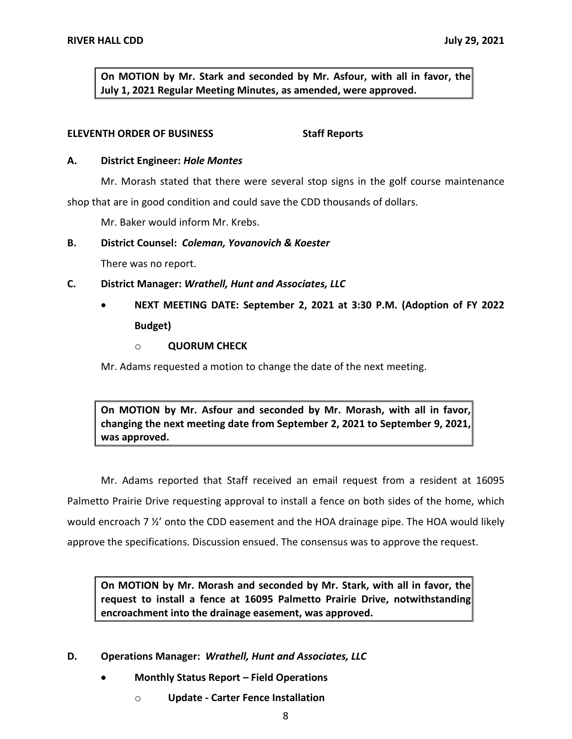**On MOTION by Mr. Stark and seconded by Mr. Asfour, with all in favor, the July 1, 2021 Regular Meeting Minutes, as amended, were approved.**

**ELEVENTH ORDER OF BUSINESS Staff Reports**

**A. District Engineer:** ***Hole Montes***

Mr. Morash stated that there were several stop signs in the golf course maintenance shop that are in good condition and could save the CDD thousands of dollars.

Mr. Baker would inform Mr. Krebs.

**B. District Counsel:** ***Coleman, Yovanovich & Koester***

There was no report.

**C. District Manager:** ***Wrathell, Hunt and Associates, LLC***

- **NEXT MEETING DATE: September 2, 2021 at 3:30 P.M. (Adoption of FY 2022 Budget)**
  - **QUORUM CHECK**

Mr. Adams requested a motion to change the date of the next meeting.

**On MOTION by Mr. Asfour and seconded by Mr. Morash, with all in favor, changing the next meeting date from September 2, 2021 to September 9, 2021, was approved.**

Mr. Adams reported that Staff received an email request from a resident at 16095 Palmetto Prairie Drive requesting approval to install a fence on both sides of the home, which would encroach 7 ½' onto the CDD easement and the HOA drainage pipe. The HOA would likely approve the specifications. Discussion ensued. The consensus was to approve the request.

**On MOTION by Mr. Morash and seconded by Mr. Stark, with all in favor, the request to install a fence at 16095 Palmetto Prairie Drive, notwithstanding encroachment into the drainage easement, was approved.**

**D. Operations Manager:** ***Wrathell, Hunt and Associates, LLC***

- **Monthly Status Report – Field Operations**
  - **Update - Carter Fence Installation**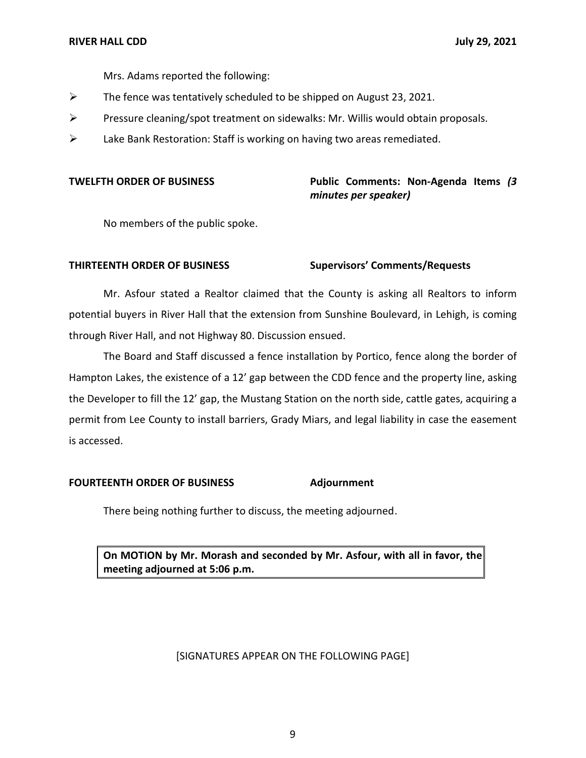Mrs. Adams reported the following:

- The fence was tentatively scheduled to be shipped on August 23, 2021.
- Pressure cleaning/spot treatment on sidewalks: Mr. Willis would obtain proposals.
- Lake Bank Restoration: Staff is working on having two areas remediated.

**TWELFTH ORDER OF BUSINESS** **Public Comments: Non-Agenda Items *(3 minutes per speaker)***

No members of the public spoke.

**THIRTEENTH ORDER OF BUSINESS** **Supervisors' Comments/Requests**

Mr. Asfour stated a Realtor claimed that the County is asking all Realtors to inform potential buyers in River Hall that the extension from Sunshine Boulevard, in Lehigh, is coming through River Hall, and not Highway 80. Discussion ensued.

The Board and Staff discussed a fence installation by Portico, fence along the border of Hampton Lakes, the existence of a 12' gap between the CDD fence and the property line, asking the Developer to fill the 12' gap, the Mustang Station on the north side, cattle gates, acquiring a permit from Lee County to install barriers, Grady Miars, and legal liability in case the easement is accessed.

**FOURTEENTH ORDER OF BUSINESS** **Adjournment**

There being nothing further to discuss, the meeting adjourned.

**On MOTION by Mr. Morash and seconded by Mr. Asfour, with all in favor, the meeting adjourned at 5:06 p.m.**

[SIGNATURES APPEAR ON THE FOLLOWING PAGE]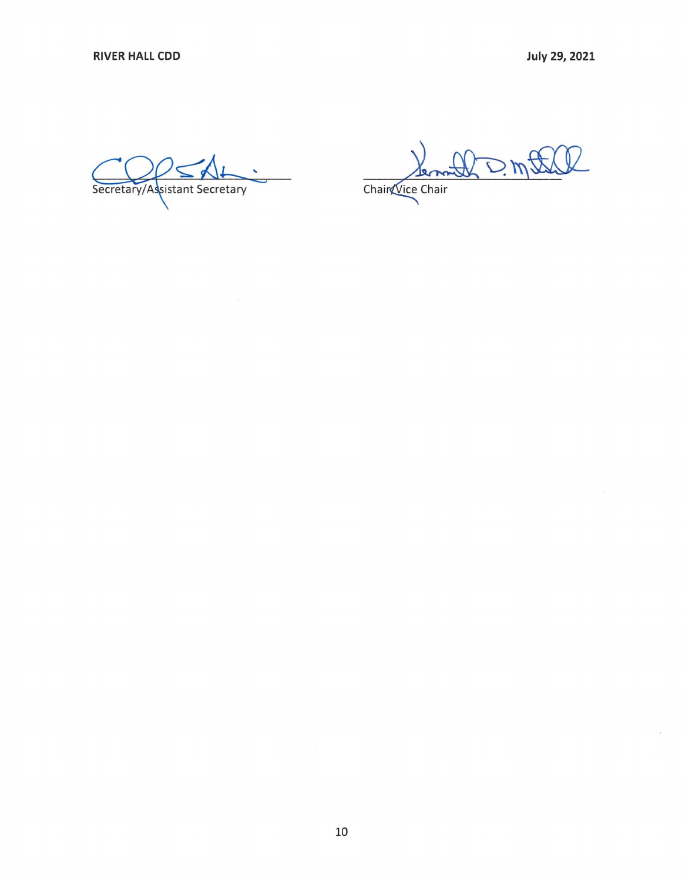\_\_\_\_\_\_\_\_\_\_\_\_\_\_\_\_\_\_\_\_\_\_\_\_\_\_\_\_\_\_\_\_
Secretary/Assistant Secretary

\_\_\_\_\_\_\_\_\_\_\_\_\_\_\_\_\_\_\_\_\_\_\_\_\_\_\_\_\_\_\_\_
Chair/Vice Chair